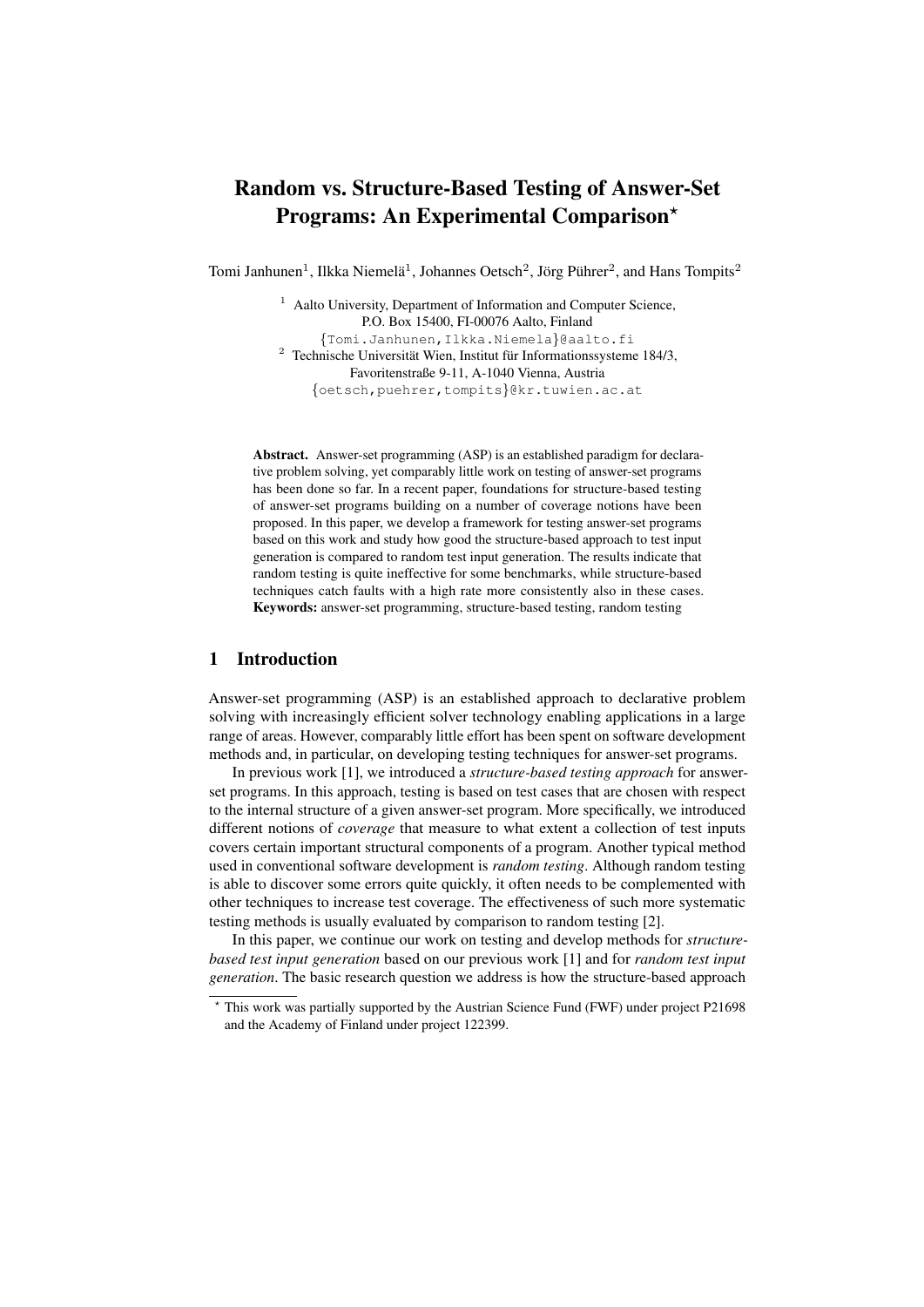# Random vs. Structure-Based Testing of Answer-Set Programs: An Experimental Comparison*

Tomi Janhunen[1], Ilkka Niemelä[1], Johannes Oetsch[2], Jörg Pührer[2], and Hans Tompits[2]

[1] Aalto University, Department of Information and Computer Science, P.O. Box 15400, FI-00076 Aalto, Finland
{Tomi.Janhunen,Ilkka.Niemela}@aalto.fi

[2] Technische Universität Wien, Institut für Informationssysteme 184/3, Favoritenstraße 9-11, A-1040 Vienna, Austria
{oetsch,puehrer,tompits}@kr.tuwien.ac.at

**Abstract.** Answer-set programming (ASP) is an established paradigm for declarative problem solving, yet comparably little work on testing of answer-set programs has been done so far. In a recent paper, foundations for structure-based testing of answer-set programs building on a number of coverage notions have been proposed. In this paper, we develop a framework for testing answer-set programs based on this work and study how good the structure-based approach to test input generation is compared to random test input generation. The results indicate that random testing is quite ineffective for some benchmarks, while structure-based techniques catch faults with a high rate more consistently also in these cases.
**Keywords:** answer-set programming, structure-based testing, random testing

## 1 Introduction

Answer-set programming (ASP) is an established approach to declarative problem solving with increasingly efficient solver technology enabling applications in a large range of areas. However, comparably little effort has been spent on software development methods and, in particular, on developing testing techniques for answer-set programs.

In previous work [1], we introduced a *structure-based testing approach* for answer-set programs. In this approach, testing is based on test cases that are chosen with respect to the internal structure of a given answer-set program. More specifically, we introduced different notions of *coverage* that measure to what extent a collection of test inputs covers certain important structural components of a program. Another typical method used in conventional software development is *random testing*. Although random testing is able to discover some errors quite quickly, it often needs to be complemented with other techniques to increase test coverage. The effectiveness of such more systematic testing methods is usually evaluated by comparison to random testing [2].

In this paper, we continue our work on testing and develop methods for *structure-based test input generation* based on our previous work [1] and for *random test input generation*. The basic research question we address is how the structure-based approach

* This work was partially supported by the Austrian Science Fund (FWF) under project P21698 and the Academy of Finland under project 122399.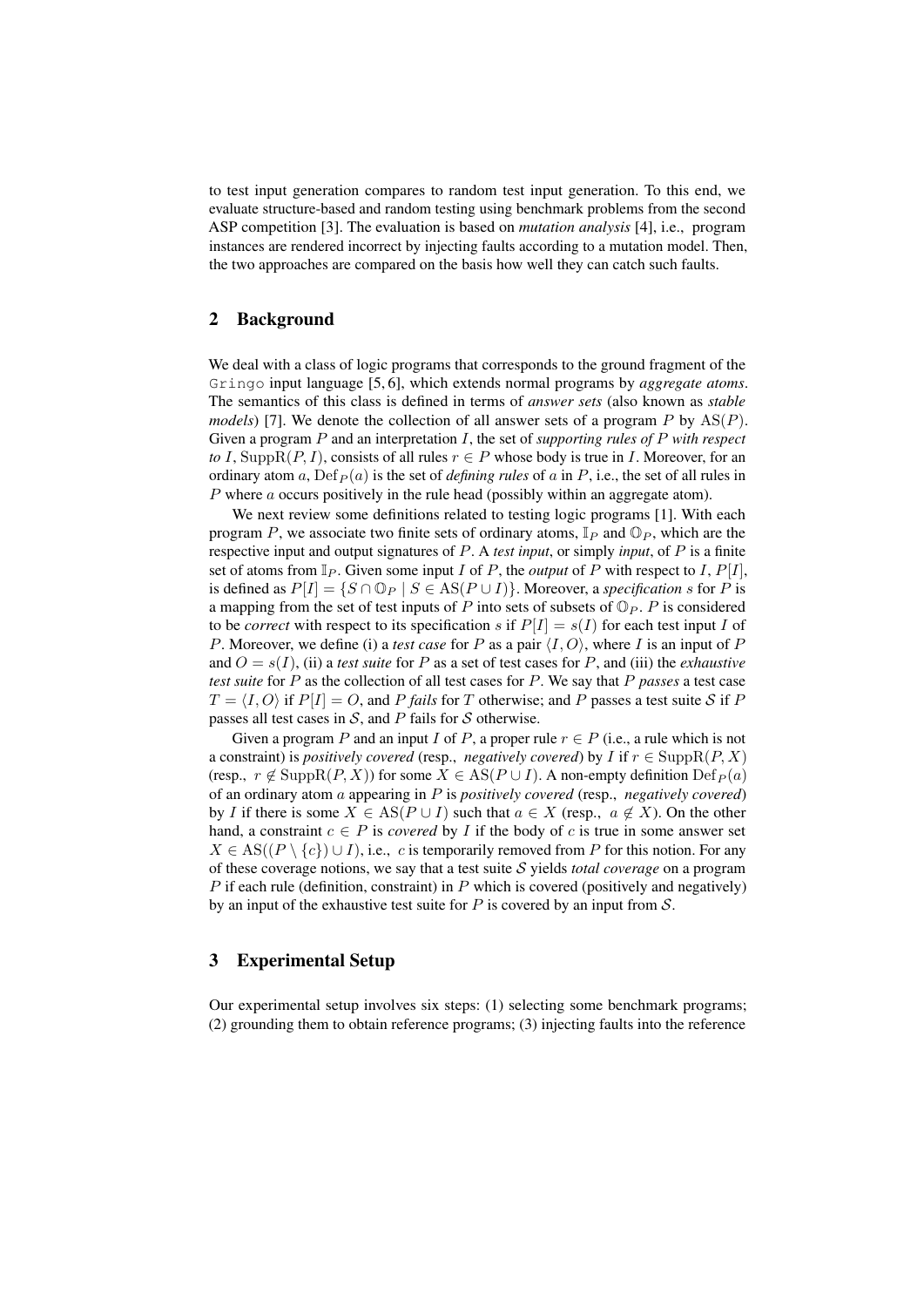to test input generation compares to random test input generation. To this end, we evaluate structure-based and random testing using benchmark problems from the second ASP competition [3]. The evaluation is based on *mutation analysis* [4], i.e., program instances are rendered incorrect by injecting faults according to a mutation model. Then, the two approaches are compared on the basis how well they can catch such faults.

## 2 Background

We deal with a class of logic programs that corresponds to the ground fragment of the Gringo input language [5, 6], which extends normal programs by *aggregate atoms*. The semantics of this class is defined in terms of *answer sets* (also known as *stable models*) [7]. We denote the collection of all answer sets of a program $P$ by $\mathrm{AS}(P)$. Given a program $P$ and an interpretation $I$, the set of *supporting rules of $P$ with respect to $I$*, $\mathrm{SuppR}(P, I)$, consists of all rules $r \in P$ whose body is true in $I$. Moreover, for an ordinary atom $a$, $\mathrm{Def}_P(a)$ is the set of *defining rules* of $a$ in $P$, i.e., the set of all rules in $P$ where $a$ occurs positively in the rule head (possibly within an aggregate atom).

We next review some definitions related to testing logic programs [1]. With each program $P$, we associate two finite sets of ordinary atoms, $\mathbb{I}_P$ and $\mathbb{O}_P$, which are the respective input and output signatures of $P$. A *test input*, or simply *input*, of $P$ is a finite set of atoms from $\mathbb{I}_P$. Given some input $I$ of $P$, the *output* of $P$ with respect to $I$, $P[I]$, is defined as $P[I] = \{S \cap \mathbb{O}_P \mid S \in \mathrm{AS}(P \cup I)\}$. Moreover, a *specification* $s$ for $P$ is a mapping from the set of test inputs of $P$ into sets of subsets of $\mathbb{O}_P$. $P$ is considered to be *correct* with respect to its specification $s$ if $P[I] = s(I)$ for each test input $I$ of $P$. Moreover, we define (i) a *test case* for $P$ as a pair $\langle I, O\rangle$, where $I$ is an input of $P$ and $O = s(I)$, (ii) a *test suite* for $P$ as a set of test cases for $P$, and (iii) the *exhaustive test suite* for $P$ as the collection of all test cases for $P$. We say that $P$ *passes* a test case $T = \langle I, O\rangle$ if $P[I] = O$, and $P$ *fails* for $T$ otherwise; and $P$ passes a test suite $\mathcal{S}$ if $P$ passes all test cases in $\mathcal{S}$, and $P$ fails for $\mathcal{S}$ otherwise.

Given a program $P$ and an input $I$ of $P$, a proper rule $r \in P$ (i.e., a rule which is not a constraint) is *positively covered* (resp., *negatively covered*) by $I$ if $r \in \mathrm{SuppR}(P, X)$ (resp., $r \notin \mathrm{SuppR}(P, X)$) for some $X \in \mathrm{AS}(P \cup I)$. A non-empty definition $\mathrm{Def}_P(a)$ of an ordinary atom $a$ appearing in $P$ is *positively covered* (resp., *negatively covered*) by $I$ if there is some $X \in \mathrm{AS}(P \cup I)$ such that $a \in X$ (resp., $a \notin X$). On the other hand, a constraint $c \in P$ is *covered* by $I$ if the body of $c$ is true in some answer set $X \in \mathrm{AS}((P \setminus \{c\}) \cup I)$, i.e., $c$ is temporarily removed from $P$ for this notion. For any of these coverage notions, we say that a test suite $\mathcal{S}$ yields *total coverage* on a program $P$ if each rule (definition, constraint) in $P$ which is covered (positively and negatively) by an input of the exhaustive test suite for $P$ is covered by an input from $\mathcal{S}$.

## 3 Experimental Setup

Our experimental setup involves six steps: (1) selecting some benchmark programs; (2) grounding them to obtain reference programs; (3) injecting faults into the reference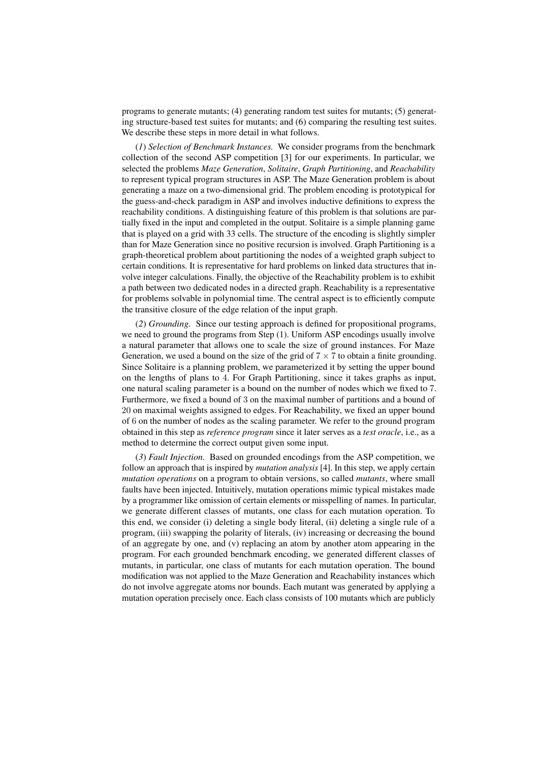programs to generate mutants; (4) generating random test suites for mutants; (5) generating structure-based test suites for mutants; and (6) comparing the resulting test suites. We describe these steps in more detail in what follows.

(*1*) *Selection of Benchmark Instances.* We consider programs from the benchmark collection of the second ASP competition [3] for our experiments. In particular, we selected the problems *Maze Generation*, *Solitaire*, *Graph Partitioning*, and *Reachability* to represent typical program structures in ASP. The Maze Generation problem is about generating a maze on a two-dimensional grid. The problem encoding is prototypical for the guess-and-check paradigm in ASP and involves inductive definitions to express the reachability conditions. A distinguishing feature of this problem is that solutions are partially fixed in the input and completed in the output. Solitaire is a simple planning game that is played on a grid with 33 cells. The structure of the encoding is slightly simpler than for Maze Generation since no positive recursion is involved. Graph Partitioning is a graph-theoretical problem about partitioning the nodes of a weighted graph subject to certain conditions. It is representative for hard problems on linked data structures that involve integer calculations. Finally, the objective of the Reachability problem is to exhibit a path between two dedicated nodes in a directed graph. Reachability is a representative for problems solvable in polynomial time. The central aspect is to efficiently compute the transitive closure of the edge relation of the input graph.

(*2*) *Grounding.* Since our testing approach is defined for propositional programs, we need to ground the programs from Step (1). Uniform ASP encodings usually involve a natural parameter that allows one to scale the size of ground instances. For Maze Generation, we used a bound on the size of the grid of $7 \times 7$ to obtain a finite grounding. Since Solitaire is a planning problem, we parameterized it by setting the upper bound on the lengths of plans to $4$. For Graph Partitioning, since it takes graphs as input, one natural scaling parameter is a bound on the number of nodes which we fixed to $7$. Furthermore, we fixed a bound of $3$ on the maximal number of partitions and a bound of $20$ on maximal weights assigned to edges. For Reachability, we fixed an upper bound of $6$ on the number of nodes as the scaling parameter. We refer to the ground program obtained in this step as *reference program* since it later serves as a *test oracle*, i.e., as a method to determine the correct output given some input.

(*3*) *Fault Injection.* Based on grounded encodings from the ASP competition, we follow an approach that is inspired by *mutation analysis* [4]. In this step, we apply certain *mutation operations* on a program to obtain versions, so called *mutants*, where small faults have been injected. Intuitively, mutation operations mimic typical mistakes made by a programmer like omission of certain elements or misspelling of names. In particular, we generate different classes of mutants, one class for each mutation operation. To this end, we consider (i) deleting a single body literal, (ii) deleting a single rule of a program, (iii) swapping the polarity of literals, (iv) increasing or decreasing the bound of an aggregate by one, and (v) replacing an atom by another atom appearing in the program. For each grounded benchmark encoding, we generated different classes of mutants, in particular, one class of mutants for each mutation operation. The bound modification was not applied to the Maze Generation and Reachability instances which do not involve aggregate atoms nor bounds. Each mutant was generated by applying a mutation operation precisely once. Each class consists of 100 mutants which are publicly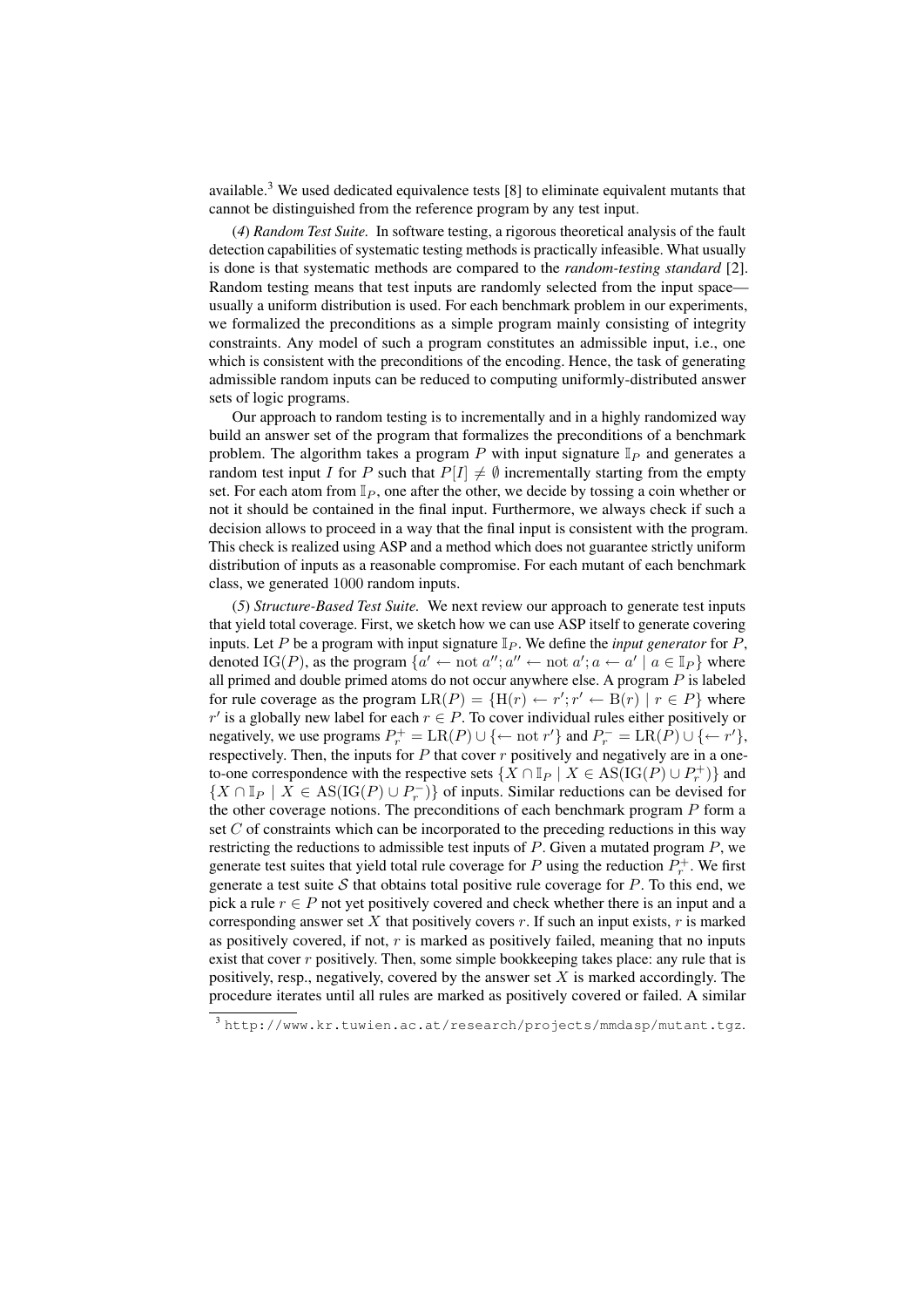available.[3] We used dedicated equivalence tests [8] to eliminate equivalent mutants that cannot be distinguished from the reference program by any test input.

(*4*) *Random Test Suite.* In software testing, a rigorous theoretical analysis of the fault detection capabilities of systematic testing methods is practically infeasible. What usually is done is that systematic methods are compared to the *random-testing standard* [2]. Random testing means that test inputs are randomly selected from the input space—usually a uniform distribution is used. For each benchmark problem in our experiments, we formalized the preconditions as a simple program mainly consisting of integrity constraints. Any model of such a program constitutes an admissible input, i.e., one which is consistent with the preconditions of the encoding. Hence, the task of generating admissible random inputs can be reduced to computing uniformly-distributed answer sets of logic programs.

Our approach to random testing is to incrementally and in a highly randomized way build an answer set of the program that formalizes the preconditions of a benchmark problem. The algorithm takes a program $P$ with input signature $\mathbb{I}_P$ and generates a random test input $I$ for $P$ such that $P[I] \neq \emptyset$ incrementally starting from the empty set. For each atom from $\mathbb{I}_P$, one after the other, we decide by tossing a coin whether or not it should be contained in the final input. Furthermore, we always check if such a decision allows to proceed in a way that the final input is consistent with the program. This check is realized using ASP and a method which does not guarantee strictly uniform distribution of inputs as a reasonable compromise. For each mutant of each benchmark class, we generated $1000$ random inputs.

(*5*) *Structure-Based Test Suite.* We next review our approach to generate test inputs that yield total coverage. First, we sketch how we can use ASP itself to generate covering inputs. Let $P$ be a program with input signature $\mathbb{I}_P$. We define the *input generator* for $P$, denoted $\mathrm{IG}(P)$, as the program $\{a' \leftarrow \mathrm{not}\ a''; a'' \leftarrow \mathrm{not}\ a'; a \leftarrow a' \mid a \in \mathbb{I}_P\}$ where all primed and double primed atoms do not occur anywhere else. A program $P$ is labeled for rule coverage as the program $\mathrm{LR}(P) = \{\mathrm{H}(r) \leftarrow r'; r' \leftarrow \mathrm{B}(r) \mid r \in P\}$ where $r'$ is a globally new label for each $r \in P$. To cover individual rules either positively or negatively, we use programs $P_r^+ = \mathrm{LR}(P) \cup \{\leftarrow \mathrm{not}\ r'\}$ and $P_r^- = \mathrm{LR}(P) \cup \{\leftarrow r'\}$, respectively. Then, the inputs for $P$ that cover $r$ positively and negatively are in a one-to-one correspondence with the respective sets $\{X \cap \mathbb{I}_P \mid X \in \mathrm{AS}(\mathrm{IG}(P) \cup P_r^+)\}$ and $\{X \cap \mathbb{I}_P \mid X \in \mathrm{AS}(\mathrm{IG}(P) \cup P_r^-)\}$ of inputs. Similar reductions can be devised for the other coverage notions. The preconditions of each benchmark program $P$ form a set $C$ of constraints which can be incorporated to the preceding reductions in this way restricting the reductions to admissible test inputs of $P$. Given a mutated program $P$, we generate test suites that yield total rule coverage for $P$ using the reduction $P_r^+$. We first generate a test suite $\mathcal{S}$ that obtains total positive rule coverage for $P$. To this end, we pick a rule $r \in P$ not yet positively covered and check whether there is an input and a corresponding answer set $X$ that positively covers $r$. If such an input exists, $r$ is marked as positively covered, if not, $r$ is marked as positively failed, meaning that no inputs exist that cover $r$ positively. Then, some simple bookkeeping takes place: any rule that is positively, resp., negatively, covered by the answer set $X$ is marked accordingly. The procedure iterates until all rules are marked as positively covered or failed. A similar

[3] `http://www.kr.tuwien.ac.at/research/projects/mmdasp/mutant.tgz`.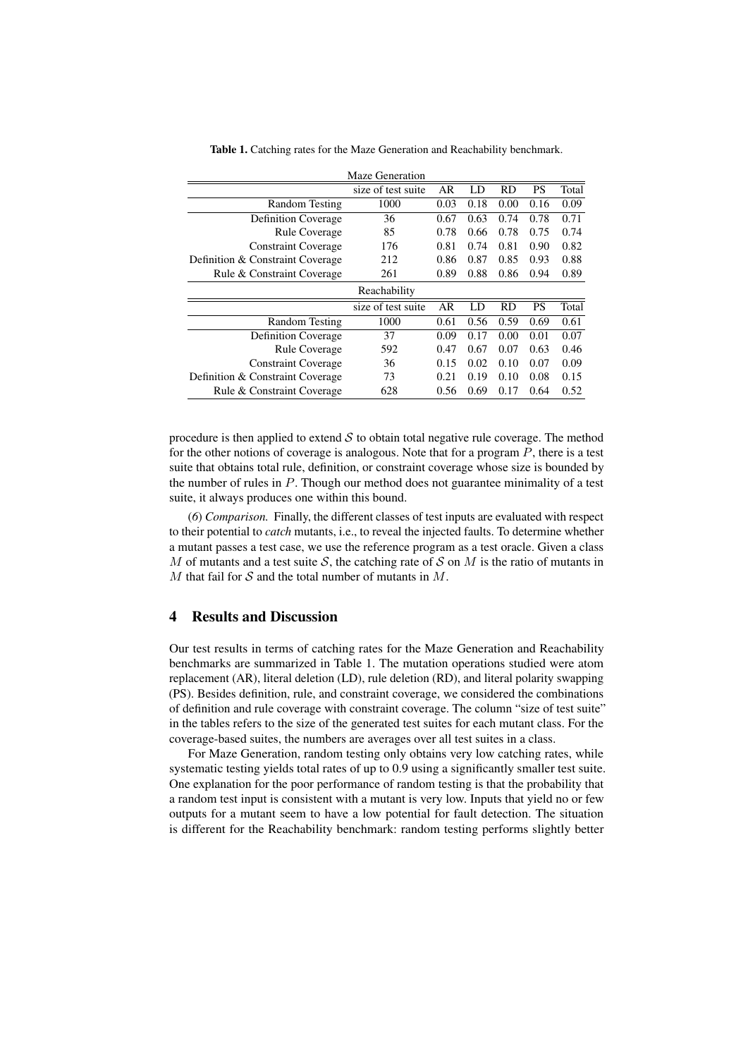**Table 1.** Catching rates for the Maze Generation and Reachability benchmark.

| Maze Generation | | | | | | |
|---|---|---|---|---|---|---|
| | size of test suite | AR | LD | RD | PS | Total |
| Random Testing | 1000 | 0.03 | 0.18 | 0.00 | 0.16 | 0.09 |
| Definition Coverage | 36 | 0.67 | 0.63 | 0.74 | 0.78 | 0.71 |
| Rule Coverage | 85 | 0.78 | 0.66 | 0.78 | 0.75 | 0.74 |
| Constraint Coverage | 176 | 0.81 | 0.74 | 0.81 | 0.90 | 0.82 |
| Definition & Constraint Coverage | 212 | 0.86 | 0.87 | 0.85 | 0.93 | 0.88 |
| Rule & Constraint Coverage | 261 | 0.89 | 0.88 | 0.86 | 0.94 | 0.89 |
| **Reachability** | | | | | | |
| | size of test suite | AR | LD | RD | PS | Total |
| Random Testing | 1000 | 0.61 | 0.56 | 0.59 | 0.69 | 0.61 |
| Definition Coverage | 37 | 0.09 | 0.17 | 0.00 | 0.01 | 0.07 |
| Rule Coverage | 592 | 0.47 | 0.67 | 0.07 | 0.63 | 0.46 |
| Constraint Coverage | 36 | 0.15 | 0.02 | 0.10 | 0.07 | 0.09 |
| Definition & Constraint Coverage | 73 | 0.21 | 0.19 | 0.10 | 0.08 | 0.15 |
| Rule & Constraint Coverage | 628 | 0.56 | 0.69 | 0.17 | 0.64 | 0.52 |

procedure is then applied to extend $\mathcal{S}$ to obtain total negative rule coverage. The method for the other notions of coverage is analogous. Note that for a program $P$, there is a test suite that obtains total rule, definition, or constraint coverage whose size is bounded by the number of rules in $P$. Though our method does not guarantee minimality of a test suite, it always produces one within this bound.

(*6*) *Comparison.* Finally, the different classes of test inputs are evaluated with respect to their potential to *catch* mutants, i.e., to reveal the injected faults. To determine whether a mutant passes a test case, we use the reference program as a test oracle. Given a class $M$ of mutants and a test suite $\mathcal{S}$, the catching rate of $\mathcal{S}$ on $M$ is the ratio of mutants in $M$ that fail for $\mathcal{S}$ and the total number of mutants in $M$.

## 4 Results and Discussion

Our test results in terms of catching rates for the Maze Generation and Reachability benchmarks are summarized in Table 1. The mutation operations studied were atom replacement (AR), literal deletion (LD), rule deletion (RD), and literal polarity swapping (PS). Besides definition, rule, and constraint coverage, we considered the combinations of definition and rule coverage with constraint coverage. The column "size of test suite" in the tables refers to the size of the generated test suites for each mutant class. For the coverage-based suites, the numbers are averages over all test suites in a class.

For Maze Generation, random testing only obtains very low catching rates, while systematic testing yields total rates of up to 0.9 using a significantly smaller test suite. One explanation for the poor performance of random testing is that the probability that a random test input is consistent with a mutant is very low. Inputs that yield no or few outputs for a mutant seem to have a low potential for fault detection. The situation is different for the Reachability benchmark: random testing performs slightly better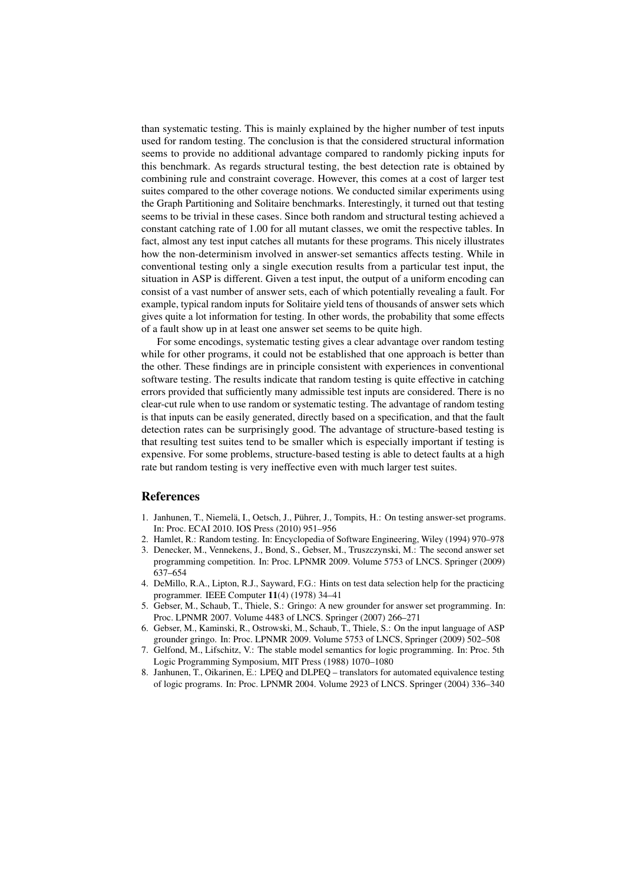than systematic testing. This is mainly explained by the higher number of test inputs used for random testing. The conclusion is that the considered structural information seems to provide no additional advantage compared to randomly picking inputs for this benchmark. As regards structural testing, the best detection rate is obtained by combining rule and constraint coverage. However, this comes at a cost of larger test suites compared to the other coverage notions. We conducted similar experiments using the Graph Partitioning and Solitaire benchmarks. Interestingly, it turned out that testing seems to be trivial in these cases. Since both random and structural testing achieved a constant catching rate of 1.00 for all mutant classes, we omit the respective tables. In fact, almost any test input catches all mutants for these programs. This nicely illustrates how the non-determinism involved in answer-set semantics affects testing. While in conventional testing only a single execution results from a particular test input, the situation in ASP is different. Given a test input, the output of a uniform encoding can consist of a vast number of answer sets, each of which potentially revealing a fault. For example, typical random inputs for Solitaire yield tens of thousands of answer sets which gives quite a lot information for testing. In other words, the probability that some effects of a fault show up in at least one answer set seems to be quite high.

For some encodings, systematic testing gives a clear advantage over random testing while for other programs, it could not be established that one approach is better than the other. These findings are in principle consistent with experiences in conventional software testing. The results indicate that random testing is quite effective in catching errors provided that sufficiently many admissible test inputs are considered. There is no clear-cut rule when to use random or systematic testing. The advantage of random testing is that inputs can be easily generated, directly based on a specification, and that the fault detection rates can be surprisingly good. The advantage of structure-based testing is that resulting test suites tend to be smaller which is especially important if testing is expensive. For some problems, structure-based testing is able to detect faults at a high rate but random testing is very ineffective even with much larger test suites.

## References

1. Janhunen, T., Niemelä, I., Oetsch, J., Pührer, J., Tompits, H.: On testing answer-set programs. In: Proc. ECAI 2010. IOS Press (2010) 951–956
2. Hamlet, R.: Random testing. In: Encyclopedia of Software Engineering, Wiley (1994) 970–978
3. Denecker, M., Vennekens, J., Bond, S., Gebser, M., Truszczynski, M.: The second answer set programming competition. In: Proc. LPNMR 2009. Volume 5753 of LNCS. Springer (2009) 637–654
4. DeMillo, R.A., Lipton, R.J., Sayward, F.G.: Hints on test data selection help for the practicing programmer. IEEE Computer **11**(4) (1978) 34–41
5. Gebser, M., Schaub, T., Thiele, S.: Gringo: A new grounder for answer set programming. In: Proc. LPNMR 2007. Volume 4483 of LNCS. Springer (2007) 266–271
6. Gebser, M., Kaminski, R., Ostrowski, M., Schaub, T., Thiele, S.: On the input language of ASP grounder gringo. In: Proc. LPNMR 2009. Volume 5753 of LNCS, Springer (2009) 502–508
7. Gelfond, M., Lifschitz, V.: The stable model semantics for logic programming. In: Proc. 5th Logic Programming Symposium, MIT Press (1988) 1070–1080
8. Janhunen, T., Oikarinen, E.: LPEQ and DLPEQ – translators for automated equivalence testing of logic programs. In: Proc. LPNMR 2004. Volume 2923 of LNCS. Springer (2004) 336–340